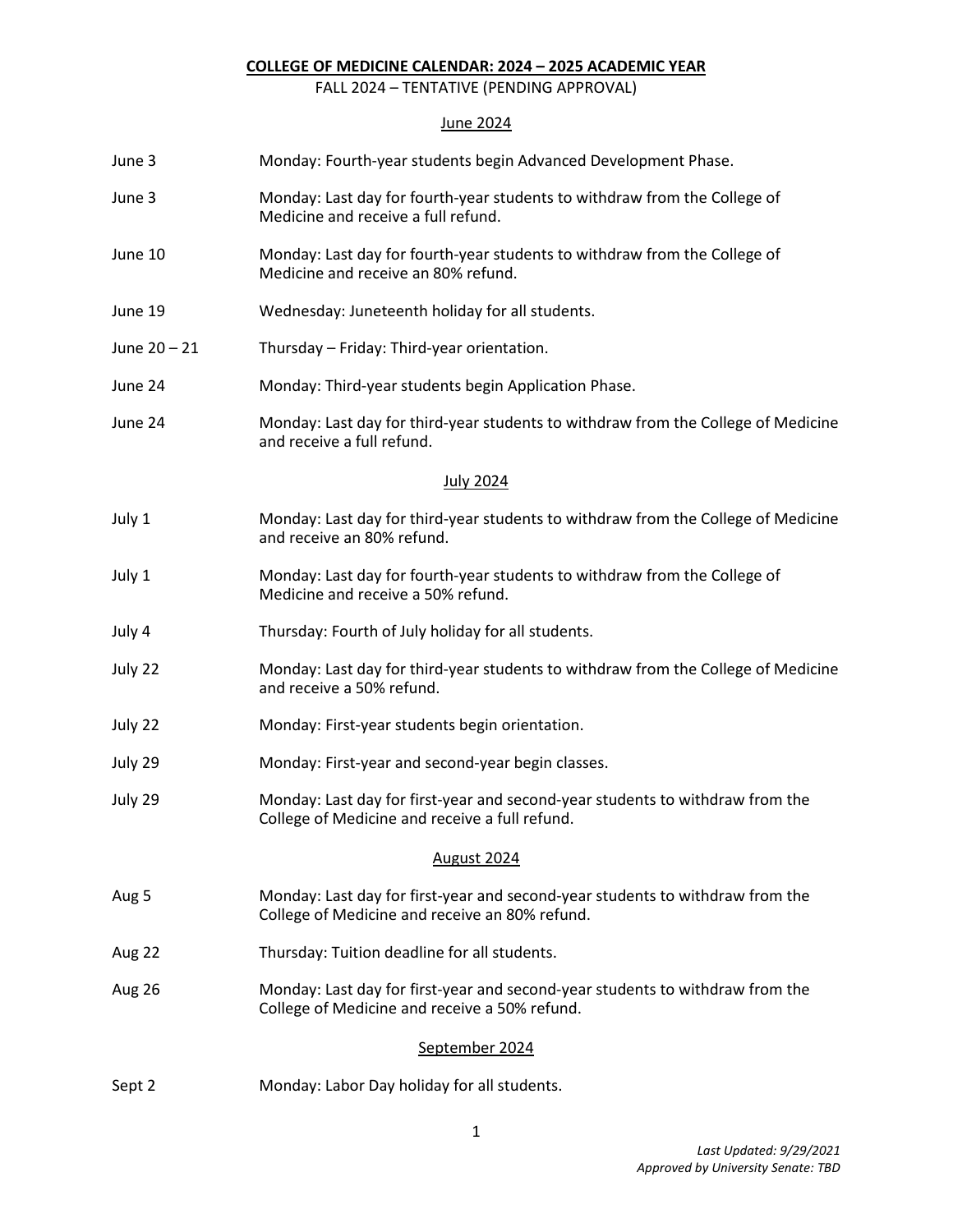# COLLEGE OF MEDICINE CALENDAR: 2024 – 2025 ACADEMIC YEAR

FALL 2024 – TENTATIVE (PENDING APPROVAL)

## June 2024

| | |
|---|---|
| June 3 | Monday: Fourth-year students begin Advanced Development Phase. |
| June 3 | Monday: Last day for fourth-year students to withdraw from the College of Medicine and receive a full refund. |
| June 10 | Monday: Last day for fourth-year students to withdraw from the College of Medicine and receive an 80% refund. |
| June 19 | Wednesday: Juneteenth holiday for all students. |
| June 20 – 21 | Thursday – Friday: Third-year orientation. |
| June 24 | Monday: Third-year students begin Application Phase. |
| June 24 | Monday: Last day for third-year students to withdraw from the College of Medicine and receive a full refund. |

## July 2024

| | |
|---|---|
| July 1 | Monday: Last day for third-year students to withdraw from the College of Medicine and receive an 80% refund. |
| July 1 | Monday: Last day for fourth-year students to withdraw from the College of Medicine and receive a 50% refund. |
| July 4 | Thursday: Fourth of July holiday for all students. |
| July 22 | Monday: Last day for third-year students to withdraw from the College of Medicine and receive a 50% refund. |
| July 22 | Monday: First-year students begin orientation. |
| July 29 | Monday: First-year and second-year begin classes. |
| July 29 | Monday: Last day for first-year and second-year students to withdraw from the College of Medicine and receive a full refund. |

## August 2024

| | |
|---|---|
| Aug 5 | Monday: Last day for first-year and second-year students to withdraw from the College of Medicine and receive an 80% refund. |
| Aug 22 | Thursday: Tuition deadline for all students. |
| Aug 26 | Monday: Last day for first-year and second-year students to withdraw from the College of Medicine and receive a 50% refund. |

## September 2024

| | |
|---|---|
| Sept 2 | Monday: Labor Day holiday for all students. |

*Last Updated: 9/29/2021*
*Approved by University Senate: TBD*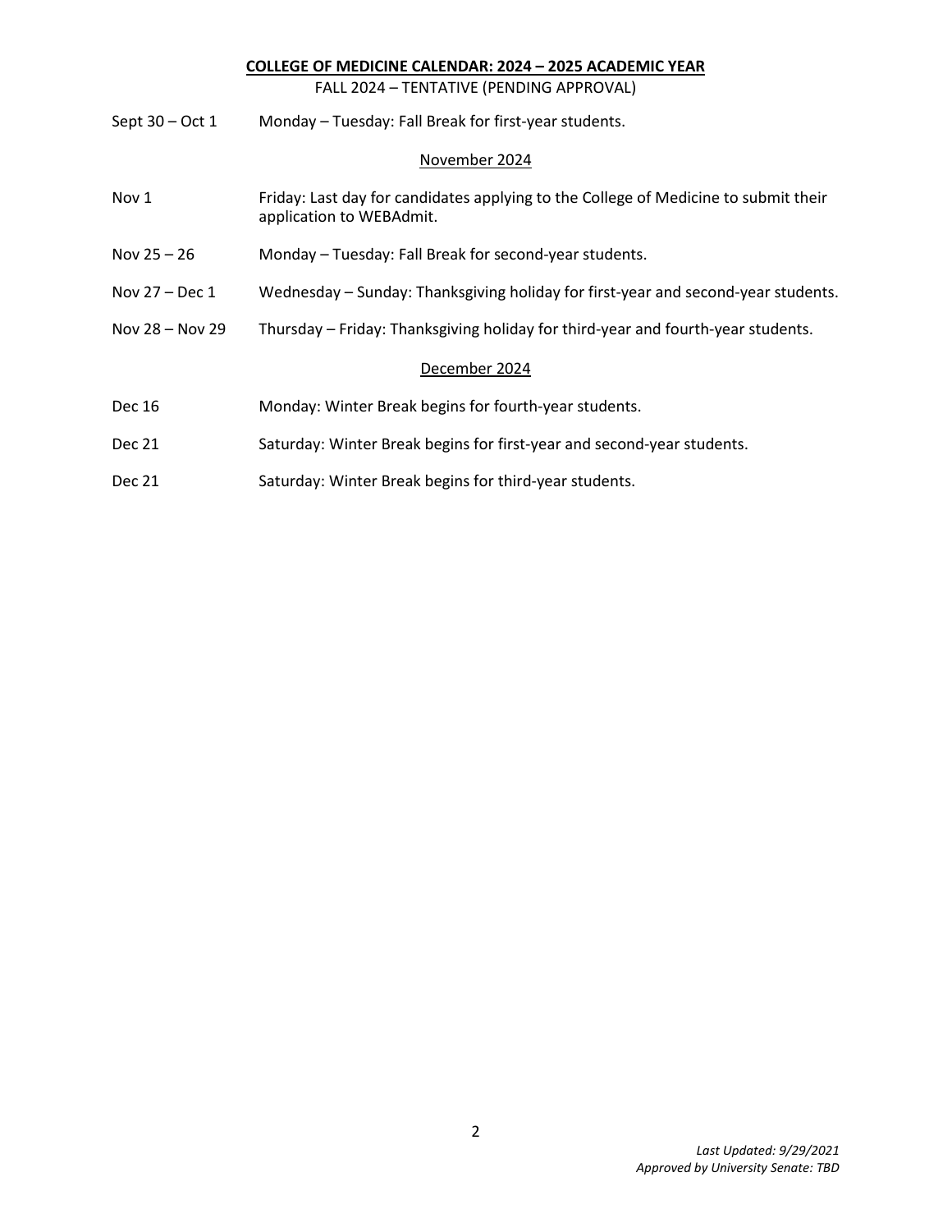**COLLEGE OF MEDICINE CALENDAR: 2024 – 2025 ACADEMIC YEAR**

FALL 2024 – TENTATIVE (PENDING APPROVAL)

Sept 30 – Oct 1 — Monday – Tuesday: Fall Break for first-year students.

November 2024

Nov 1 — Friday: Last day for candidates applying to the College of Medicine to submit their application to WEBAdmit.

Nov 25 – 26 — Monday – Tuesday: Fall Break for second-year students.

Nov 27 – Dec 1 — Wednesday – Sunday: Thanksgiving holiday for first-year and second-year students.

Nov 28 – Nov 29 — Thursday – Friday: Thanksgiving holiday for third-year and fourth-year students.

December 2024

Dec 16 — Monday: Winter Break begins for fourth-year students.

Dec 21 — Saturday: Winter Break begins for first-year and second-year students.

Dec 21 — Saturday: Winter Break begins for third-year students.

*Last Updated: 9/29/2021*
*Approved by University Senate: TBD*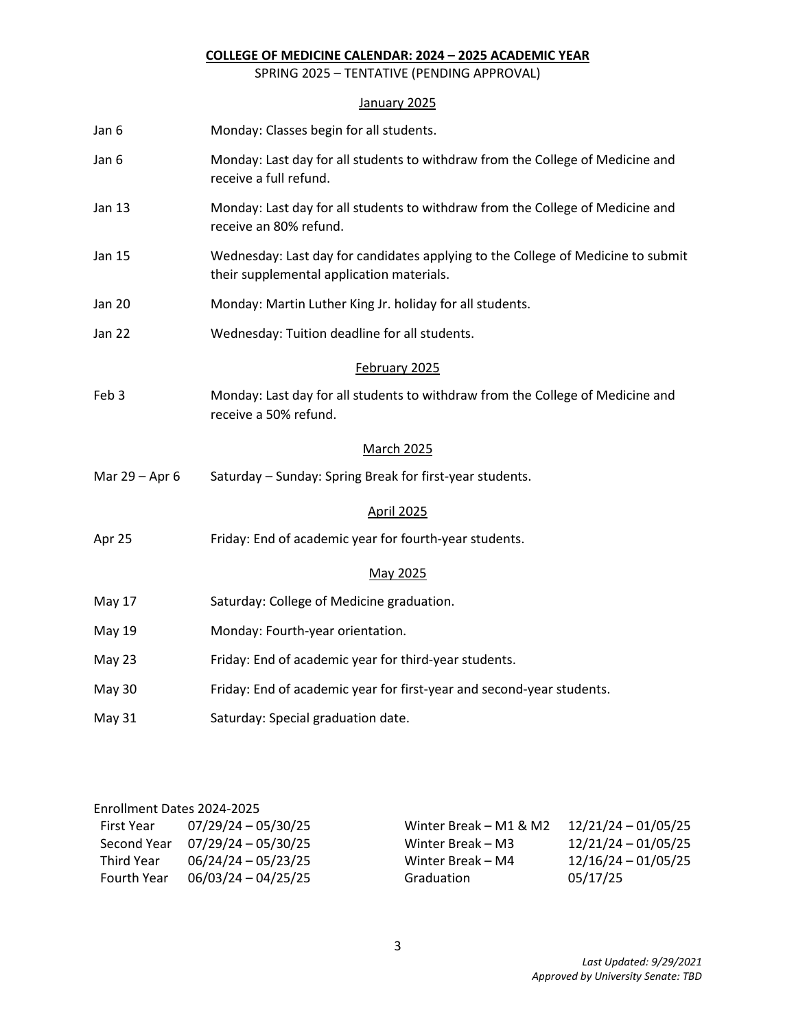**COLLEGE OF MEDICINE CALENDAR: 2024 – 2025 ACADEMIC YEAR**

SPRING 2025 – TENTATIVE (PENDING APPROVAL)

January 2025

| | |
|---|---|
| Jan 6 | Monday: Classes begin for all students. |
| Jan 6 | Monday: Last day for all students to withdraw from the College of Medicine and receive a full refund. |
| Jan 13 | Monday: Last day for all students to withdraw from the College of Medicine and receive an 80% refund. |
| Jan 15 | Wednesday: Last day for candidates applying to the College of Medicine to submit their supplemental application materials. |
| Jan 20 | Monday: Martin Luther King Jr. holiday for all students. |
| Jan 22 | Wednesday: Tuition deadline for all students. |

February 2025

| | |
|---|---|
| Feb 3 | Monday: Last day for all students to withdraw from the College of Medicine and receive a 50% refund. |

March 2025

| | |
|---|---|
| Mar 29 – Apr 6 | Saturday – Sunday: Spring Break for first-year students. |

April 2025

| | |
|---|---|
| Apr 25 | Friday: End of academic year for fourth-year students. |

May 2025

| | |
|---|---|
| May 17 | Saturday: College of Medicine graduation. |
| May 19 | Monday: Fourth-year orientation. |
| May 23 | Friday: End of academic year for third-year students. |
| May 30 | Friday: End of academic year for first-year and second-year students. |
| May 31 | Saturday: Special graduation date. |

Enrollment Dates 2024-2025

| | | | |
|---|---|---|---|
| First Year | 07/29/24 – 05/30/25 | Winter Break – M1 & M2 | 12/21/24 – 01/05/25 |
| Second Year | 07/29/24 – 05/30/25 | Winter Break – M3 | 12/21/24 – 01/05/25 |
| Third Year | 06/24/24 – 05/23/25 | Winter Break – M4 | 12/16/24 – 01/05/25 |
| Fourth Year | 06/03/24 – 04/25/25 | Graduation | 05/17/25 |

*Last Updated: 9/29/2021*
*Approved by University Senate: TBD*